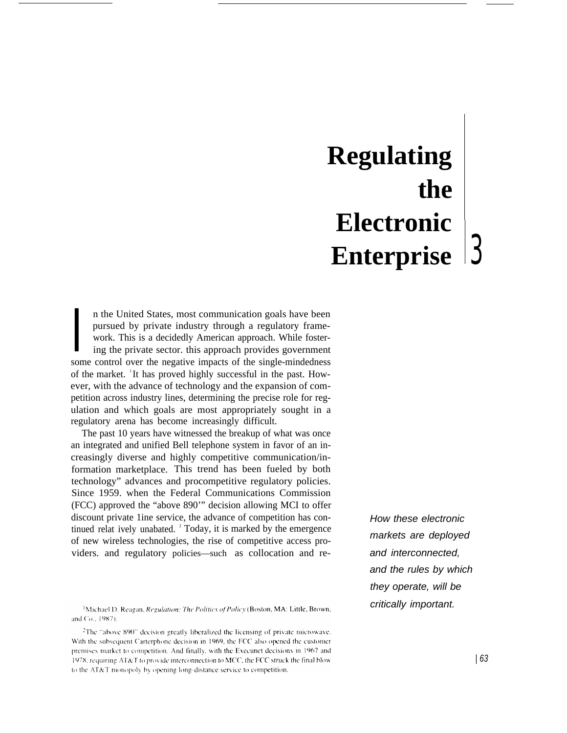# Regulating the Electronic Enterprise 3

In the United States, most communication goals have been pursued by private industry through a regulatory framework. This is a decidedly American approach. While fostering the private sector. this approach provides government some control over the negative impacts of the single-mindedness of the market. [1] It has proved highly successful in the past. However, with the advance of technology and the expansion of competition across industry lines, determining the precise role for regulation and which goals are most appropriately sought in a regulatory arena has become increasingly difficult.

The past 10 years have witnessed the breakup of what was once an integrated and unified Bell telephone system in favor of an increasingly diverse and highly competitive communication/information marketplace. This trend has been fueled by both technology" advances and procompetitive regulatory policies. Since 1959. when the Federal Communications Commission (FCC) approved the "above 890'" decision allowing MCI to offer discount private 1ine service, the advance of competition has continued relat ively unabated. [2] Today, it is marked by the emergence of new wireless technologies, the rise of competitive access providers. and regulatory policies—such as collocation and re-

*How these electronic markets are deployed and interconnected, and the rules by which they operate, will be critically important.*

[1] Michael D. Reagan, *Regulation: The Politics of Policy* (Boston, MA: Little, Brown, and Co., 1987).

[2] The "above 890" decision greatly liberalized the licensing of private microwave. With the subsequent Carterphone decision in 1969, the FCC also opened the customer premises market to competition. And finally, with the Execunet decisions in 1967 and 1978, requiring AT&T to provide interconnection to MCC, the FCC struck the final blow to the AT&T monopoly by opening long-distance service to competition.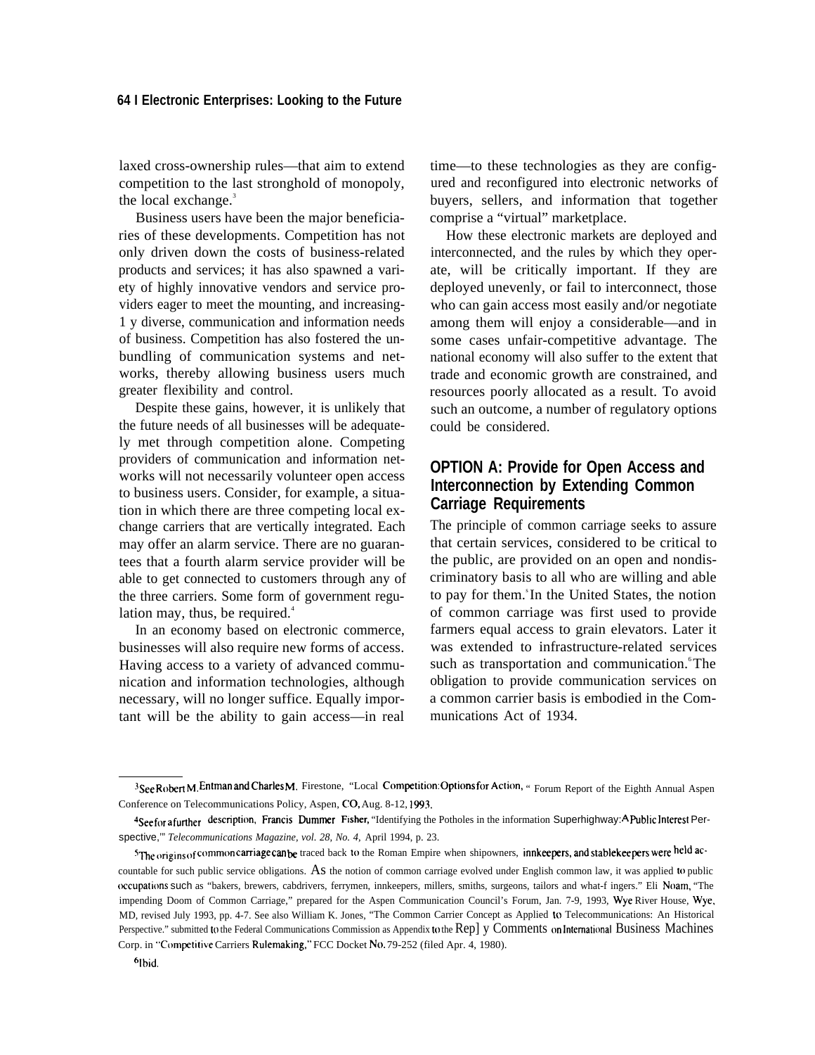laxed cross-ownership rules—that aim to extend competition to the last stronghold of monopoly, the local exchange.[3]

Business users have been the major beneficiaries of these developments. Competition has not only driven down the costs of business-related products and services; it has also spawned a variety of highly innovative vendors and service providers eager to meet the mounting, and increasingly diverse, communication and information needs of business. Competition has also fostered the unbundling of communication systems and networks, thereby allowing business users much greater flexibility and control.

Despite these gains, however, it is unlikely that the future needs of all businesses will be adequately met through competition alone. Competing providers of communication and information networks will not necessarily volunteer open access to business users. Consider, for example, a situation in which there are three competing local exchange carriers that are vertically integrated. Each may offer an alarm service. There are no guarantees that a fourth alarm service provider will be able to get connected to customers through any of the three carriers. Some form of government regulation may, thus, be required.[4]

In an economy based on electronic commerce, businesses will also require new forms of access. Having access to a variety of advanced communication and information technologies, although necessary, will no longer suffice. Equally important will be the ability to gain access—in real time—to these technologies as they are configured and reconfigured into electronic networks of buyers, sellers, and information that together comprise a "virtual" marketplace.

How these electronic markets are deployed and interconnected, and the rules by which they operate, will be critically important. If they are deployed unevenly, or fail to interconnect, those who can gain access most easily and/or negotiate among them will enjoy a considerable—and in some cases unfair-competitive advantage. The national economy will also suffer to the extent that trade and economic growth are constrained, and resources poorly allocated as a result. To avoid such an outcome, a number of regulatory options could be considered.

## OPTION A: Provide for Open Access and Interconnection by Extending Common Carriage Requirements

The principle of common carriage seeks to assure that certain services, considered to be critical to the public, are provided on an open and nondiscriminatory basis to all who are willing and able to pay for them.[5] In the United States, the notion of common carriage was first used to provide farmers equal access to grain elevators. Later it was extended to infrastructure-related services such as transportation and communication.[6] The obligation to provide communication services on a common carrier basis is embodied in the Communications Act of 1934.

---

[3] See Robert M. Entman and Charles M. Firestone, "Local Competition: Options for Action, " Forum Report of the Eighth Annual Aspen Conference on Telecommunications Policy, Aspen, CO, Aug. 8-12, 1993.

[4] See for a further description, Francis Dummer Fisher, "Identifying the Potholes in the information Superhighway: A Public Interest Perspective,'" *Telecommunications Magazine, vol. 28, No. 4,* April 1994, p. 23.

[5] The origins of common carriage can be traced back to the Roman Empire when shipowners, innkeepers, and stablekeepers were held accountable for such public service obligations. As the notion of common carriage evolved under English common law, it was applied to public occupations such as "bakers, brewers, cabdrivers, ferrymen, innkeepers, millers, smiths, surgeons, tailors and what-f ingers." Eli Noam, "The impending Doom of Common Carriage," prepared for the Aspen Communication Council's Forum, Jan. 7-9, 1993, Wye River House, Wye, MD, revised July 1993, pp. 4-7. See also William K. Jones, "The Common Carrier Concept as Applied to Telecommunications: An Historical Perspective." submitted to the Federal Communications Commission as Appendix to the Reply Comments on International Business Machines Corp. in "Competitive Carriers Rulemaking," FCC Docket No. 79-252 (filed Apr. 4, 1980).

[6] Ibid.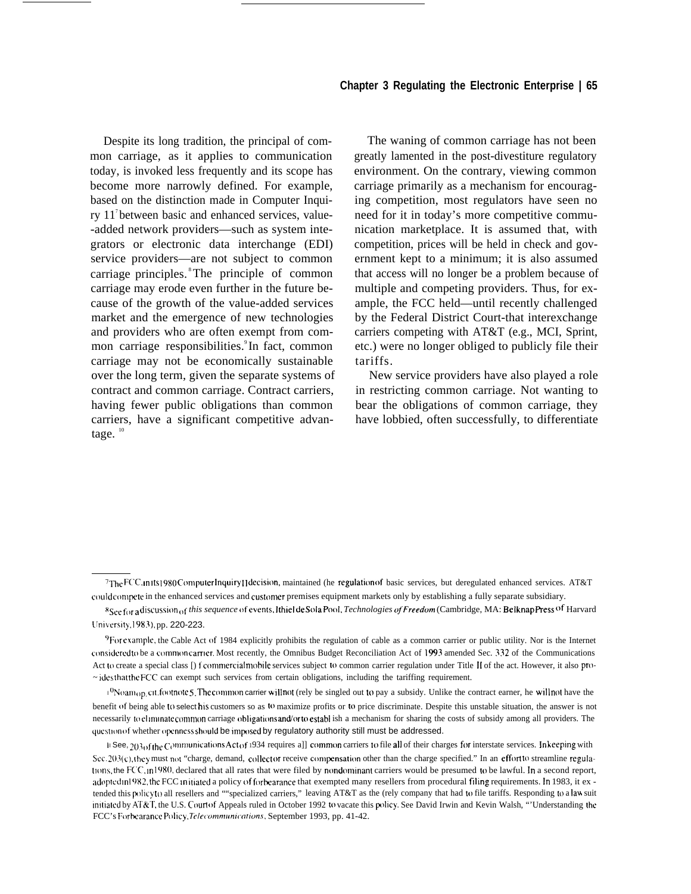Despite its long tradition, the principal of common carriage, as it applies to communication today, is invoked less frequently and its scope has become more narrowly defined. For example, based on the distinction made in Computer Inquiry II[7] between basic and enhanced services, value-added network providers—such as system integrators or electronic data interchange (EDI) service providers—are not subject to common carriage principles.[8] The principle of common carriage may erode even further in the future because of the growth of the value-added services market and the emergence of new technologies and providers who are often exempt from common carriage responsibilities.[9] In fact, common carriage may not be economically sustainable over the long term, given the separate systems of contract and common carriage. Contract carriers, having fewer public obligations than common carriers, have a significant competitive advantage.[10]

The waning of common carriage has not been greatly lamented in the post-divestiture regulatory environment. On the contrary, viewing common carriage primarily as a mechanism for encouraging competition, most regulators have seen no need for it in today's more competitive communication marketplace. It is assumed that, with competition, prices will be held in check and government kept to a minimum; it is also assumed that access will no longer be a problem because of multiple and competing providers. Thus, for example, the FCC held—until recently challenged by the Federal District Court-that interexchange carriers competing with AT&T (e.g., MCI, Sprint, etc.) were no longer obliged to publicly file their tariffs.

New service providers have also played a role in restricting common carriage. Not wanting to bear the obligations of common carriage, they have lobbied, often successfully, to differentiate

---

[7] The FCC, in its 1980 Computer Inquiry II decision, maintained the regulation of basic services, but deregulated enhanced services. AT&T could compete in the enhanced services and customer premises equipment markets only by establishing a fully separate subsidiary.

[8] See for a discussion of *this sequence* of events, Ithiel de Sola Pool, *Technologies of Freedom* (Cambridge, MA: Belknap Press of Harvard University, 1983), pp. 220-223.

[9] For example, the Cable Act of 1984 explicitly prohibits the regulation of cable as a common carrier or public utility. Nor is the Internet considered to be a common carrier. Most recently, the Omnibus Budget Reconciliation Act of 1993 amended Sec. 332 of the Communications Act to create a special class of commercial mobile services subject to common carrier regulation under Title II of the act. However, it also provides that the FCC can exempt such services from certain obligations, including the tariffing requirement.

[10] Noam op. cit. footnote 5. The common carrier will not (rely be singled out to pay a subsidy. Unlike the contract earner, he will not have the benefit of being able to select his customers so as to maximize profits or to price discriminate. Despite this unstable situation, the answer is not necessarily to eliminate common carriage obligations and/or to establish a mechanism for sharing the costs of subsidy among all providers. The question of whether openness should be imposed by regulatory authority still must be addressed.

[11] See, 203 of the Communications Act of 1934 requires all common carriers to file all of their charges for interstate services. In keeping with Sec. 203(c), they must not "charge, demand, collect or receive compensation other than the charge specified." In an effort to streamline regulations, the FCC, in 1980, declared that all rates that were filed by nondominant carriers would be presumed to be lawful. In a second report, adopted in 1982, the FCC initiated a policy of forbearance that exempted many resellers from procedural filing requirements. In 1983, it extended this policy to all resellers and ""specialized carriers," leaving AT&T as the (rely company that had to file tariffs. Responding to a law suit initiated by AT&T, the U.S. Court of Appeals ruled in October 1992 to vacate this policy. See David Irwin and Kevin Walsh, "'Understanding the FCC's Forbearance Policy, *Telecommunications*, September 1993, pp. 41-42.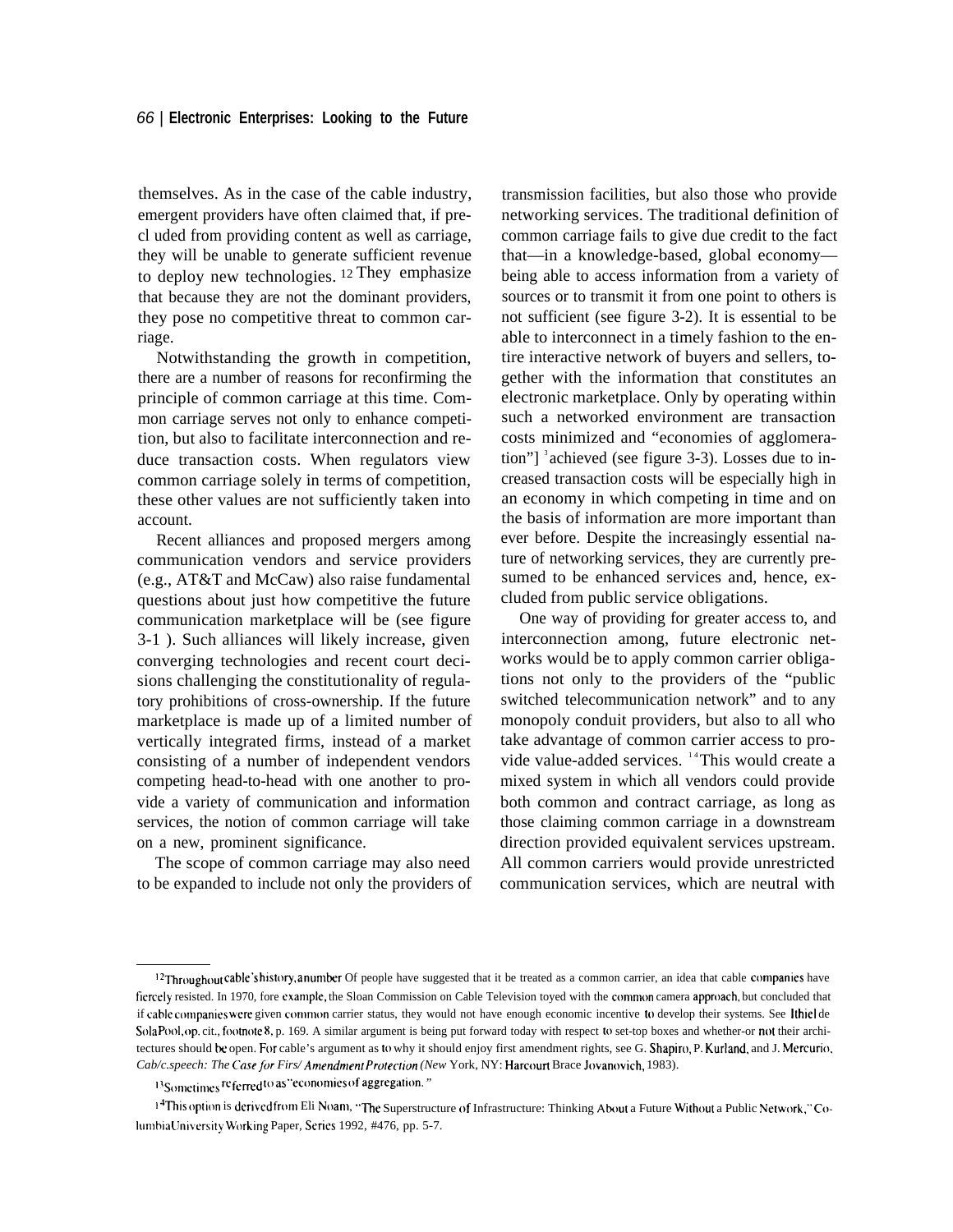themselves. As in the case of the cable industry, emergent providers have often claimed that, if precluded from providing content as well as carriage, they will be unable to generate sufficient revenue to deploy new technologies.[12] They emphasize that because they are not the dominant providers, they pose no competitive threat to common carriage.

Notwithstanding the growth in competition, there are a number of reasons for reconfirming the principle of common carriage at this time. Common carriage serves not only to enhance competition, but also to facilitate interconnection and reduce transaction costs. When regulators view common carriage solely in terms of competition, these other values are not sufficiently taken into account.

Recent alliances and proposed mergers among communication vendors and service providers (e.g., AT&T and McCaw) also raise fundamental questions about just how competitive the future communication marketplace will be (see figure 3-1 ). Such alliances will likely increase, given converging technologies and recent court decisions challenging the constitutionality of regulatory prohibitions of cross-ownership. If the future marketplace is made up of a limited number of vertically integrated firms, instead of a market consisting of a number of independent vendors competing head-to-head with one another to provide a variety of communication and information services, the notion of common carriage will take on a new, prominent significance.

The scope of common carriage may also need to be expanded to include not only the providers of transmission facilities, but also those who provide networking services. The traditional definition of common carriage fails to give due credit to the fact that—in a knowledge-based, global economy—being able to access information from a variety of sources or to transmit it from one point to others is not sufficient (see figure 3-2). It is essential to be able to interconnect in a timely fashion to the entire interactive network of buyers and sellers, together with the information that constitutes an electronic marketplace. Only by operating within such a networked environment are transaction costs minimized and "economies of agglomeration"[13] achieved (see figure 3-3). Losses due to increased transaction costs will be especially high in an economy in which competing in time and on the basis of information are more important than ever before. Despite the increasingly essential nature of networking services, they are currently presumed to be enhanced services and, hence, excluded from public service obligations.

One way of providing for greater access to, and interconnection among, future electronic networks would be to apply common carrier obligations not only to the providers of the "public switched telecommunication network" and to any monopoly conduit providers, but also to all who take advantage of common carrier access to provide value-added services.[14] This would create a mixed system in which all vendors could provide both common and contract carriage, as long as those claiming common carriage in a downstream direction provided equivalent services upstream. All common carriers would provide unrestricted communication services, which are neutral with

---

[12] Throughout cable's history, a number Of people have suggested that it be treated as a common carrier, an idea that cable companies have fiercely resisted. In 1970, fore example, the Sloan Commission on Cable Television toyed with the common camera approach, but concluded that if cable companies were given common carrier status, they would not have enough economic incentive to develop their systems. See Ithiel de Sola Pool, op. cit., footnote 8, p. 169. A similar argument is being put forward today with respect to set-top boxes and whether-or not their architectures should be open. For cable's argument as to why it should enjoy first amendment rights, see G. Shapiro, P. Kurland, and J. Mercurio, *Cab/c.speech: The Case for Firs/ Amendment Protection* (New York, NY: Harcourt Brace Jovanovich, 1983).

[13] Sometimes referred to as "economies of aggregation."

[14] This option is derived from Eli Noam, "The Superstructure of Infrastructure: Thinking About a Future Without a Public Network," Columbia University Working Paper, Series 1992, #476, pp. 5-7.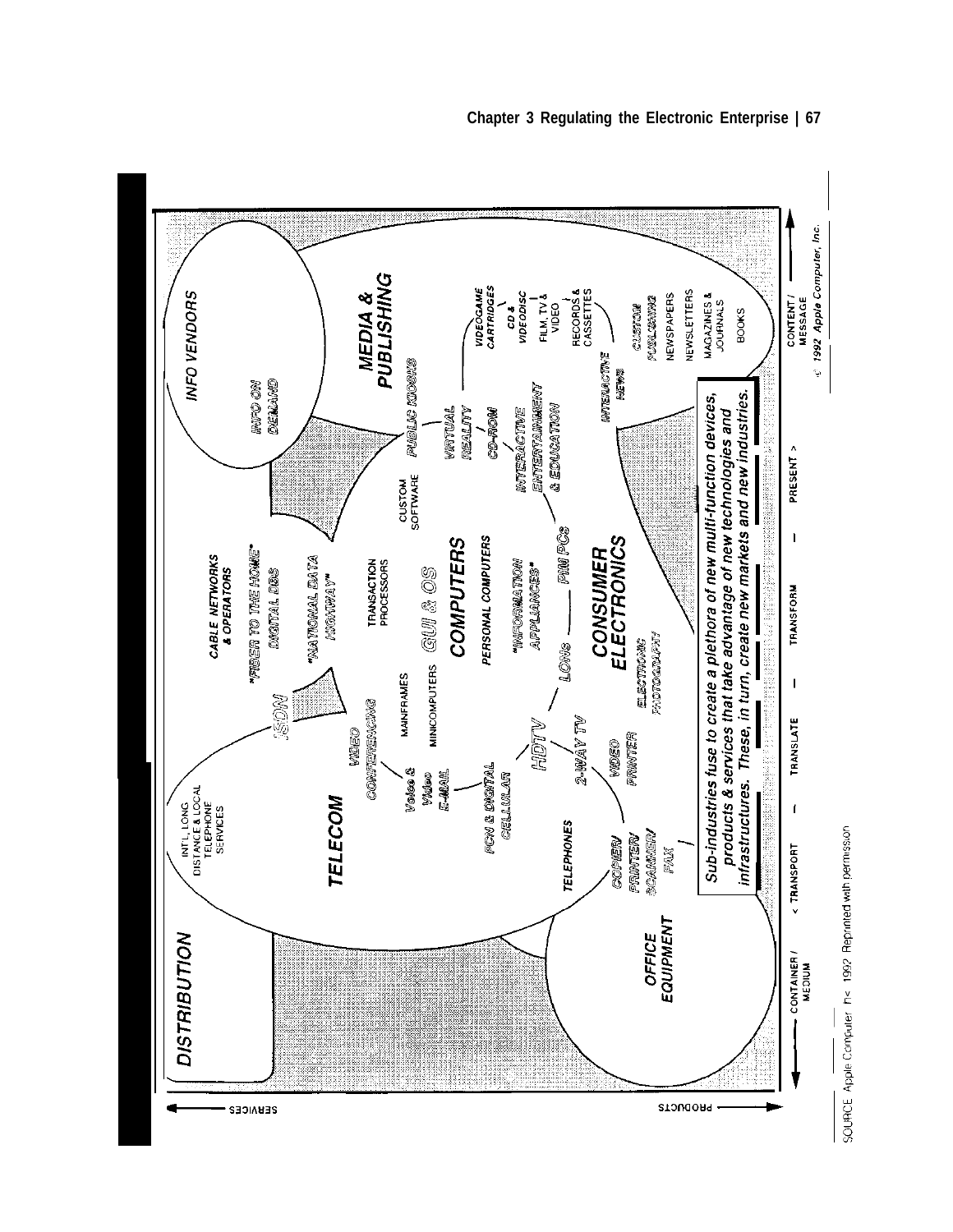DISTRIBUTION

INFO VENDORS

INFO ON DEMAND

MEDIA & PUBLISHING

TELECOM

INT'L, LONG DISTANCE & LOCAL TELEPHONE SERVICES

CABLE NETWORKS & OPERATORS

"FIBER TO THE HOME"

DIGITAL DBS

"NATIONAL DATA HIGHWAY"

ISDN

VIDEO CONFERENCING

Voice & Video E-MAIL

PCN & DIGITAL CELLULAR

TELEPHONES

MAINFRAMES

MINICOMPUTERS

TRANSACTION PROCESSORS

GUI & OS

COMPUTERS

PERSONAL COMPUTERS

"INFORMATION APPLIANCES"

CUSTOM SOFTWARE

PUBLIC KIOSKS

VIRTUAL REALITY

CD-ROM

INTERACTIVE ENTERTAINMENT & EDUCATION

VIDEOGAME CARTRIDGES

CD & VIDEODISC

FILM, TV & VIDEO

RECORDS & CASSETTES

INTERACTIVE NEWS

CUSTOM PUBLISHING

NEWSPAPERS

NEWSLETTERS

MAGAZINES & JOURNALS

BOOKS

HDTV

2-WAY TV

LONs

PIM PCs

CONSUMER ELECTRONICS

ELECTRONIC PHOTOGRAPHY

VIDEO PRINTER

COPIER/ PRINTER/ SCANNER/ FAX

OFFICE EQUIPMENT

Sub-industries fuse to create a plethora of new multi-function devices, products & services that take advantage of new technologies and infrastructures. These, in turn, create new markets and new industries.

CONTAINER / MEDIUM — < TRANSPORT — TRANSLATE — TRANSFORM — PRESENT > — CONTENT / MESSAGE

SERVICES ← → PRODUCTS

© 1992 Apple Computer, Inc.

SOURCE: Apple Computer, Inc. 1992. Reprinted with permission.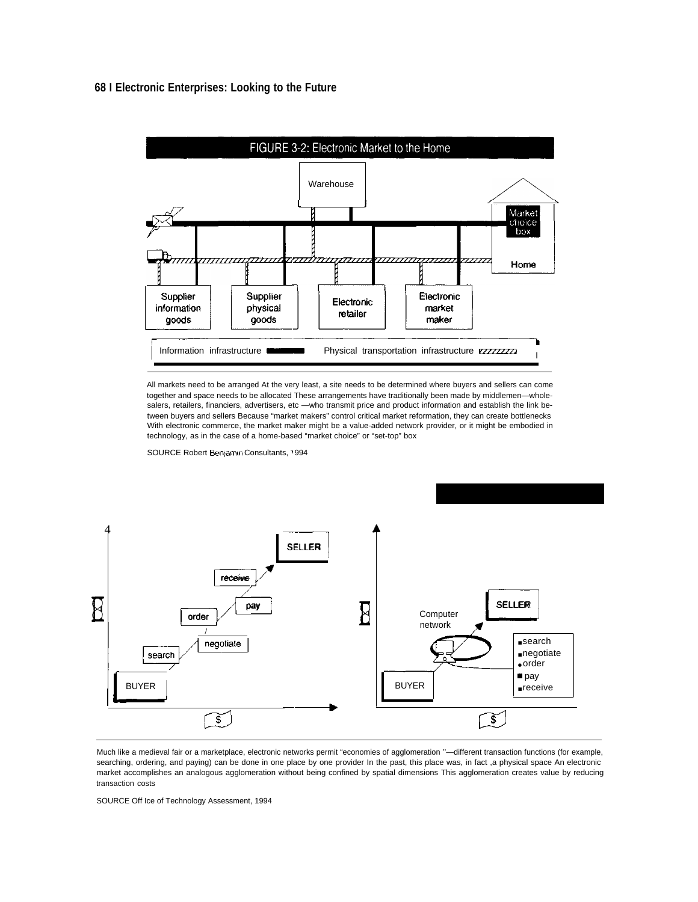## FIGURE 3-2: Electronic Market to the Home

Warehouse

Market choice box

Home

Supplier information goods

Supplier physical goods

Electronic retailer

Electronic market maker

Information infrastructure — Physical transportation infrastructure

All markets need to be arranged At the very least, a site needs to be determined where buyers and sellers can come together and space needs to be allocated These arrangements have traditionally been made by middlemen—wholesalers, retailers, financiers, advertisers, etc —who transmit price and product information and establish the link between buyers and sellers Because "market makers" control critical market reformation, they can create bottlenecks With electronic commerce, the market maker might be a value-added network provider, or it might be embodied in technology, as in the case of a home-based "market choice" or "set-top" box

SOURCE Robert Benjamin Consultants, 1994

SELLER

receive

pay

order

negotiate

search

BUYER

$

SELLER

Computer network

- search
- negotiate
- order
- pay
- receive

BUYER

$

Much like a medieval fair or a marketplace, electronic networks permit "economies of agglomeration "—different transaction functions (for example, searching, ordering, and paying) can be done in one place by one provider In the past, this place was, in fact ,a physical space An electronic market accomplishes an analogous agglomeration without being confined by spatial dimensions This agglomeration creates value by reducing transaction costs

SOURCE Off Ice of Technology Assessment, 1994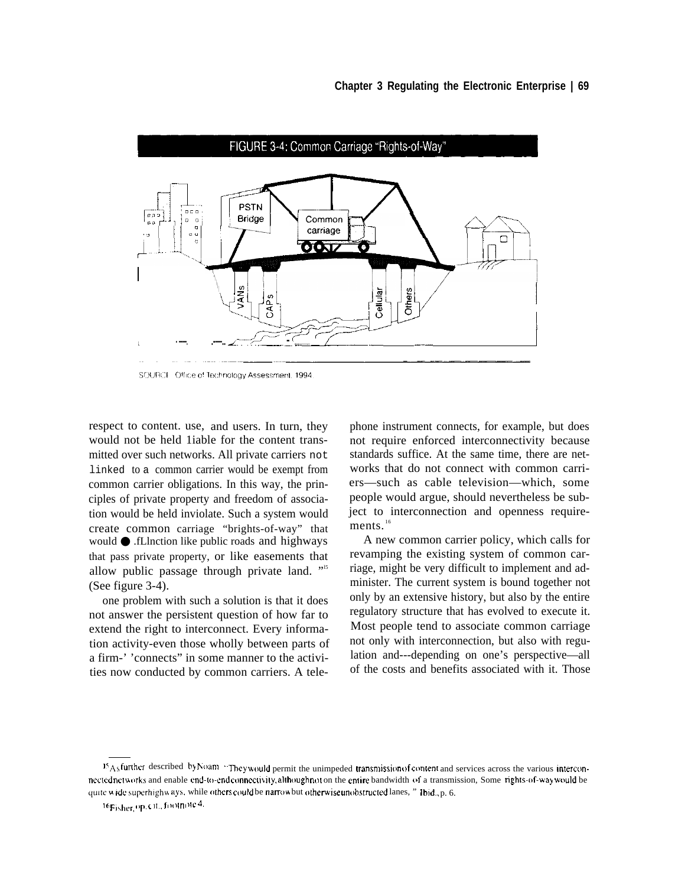FIGURE 3-4: Common Carriage "Rights-of-Way"

SOURCE: Office of Technology Assessment, 1994

respect to content. use, and users. In turn, they would not be held liable for the content transmitted over such networks. All private carriers not linked to a common carrier would be exempt from common carrier obligations. In this way, the principles of private property and freedom of association would be held inviolate. Such a system would create common carriage "brights-of-way" that would function like public roads and highways that pass private property, or like easements that allow public passage through private land. "[15] (See figure 3-4).

one problem with such a solution is that it does not answer the persistent question of how far to extend the right to interconnect. Every information activity-even those wholly between parts of a firm-' 'connects" in some manner to the activities now conducted by common carriers. A telephone instrument connects, for example, but does not require enforced interconnectivity because standards suffice. At the same time, there are networks that do not connect with common carriers—such as cable television—which, some people would argue, should nevertheless be subject to interconnection and openness requirements.[16]

A new common carrier policy, which calls for revamping the existing system of common carriage, might be very difficult to implement and administer. The current system is bound together not only by an extensive history, but also by the entire regulatory structure that has evolved to execute it. Most people tend to associate common carriage not only with interconnection, but also with regulation and---depending on one's perspective—all of the costs and benefits associated with it. Those

[15] As further described by Noam: "They would permit the unimpeded transmission of content and services across the various interconnected networks and enable end-to-end connectivity, although not on the entire bandwidth of a transmission, Some rights-of-way would be quite wide superhighways, while others could be narrow but otherwise unobstructed lanes, " Ibid., p. 6.

[16] Fisher, op. cit., footnote 4.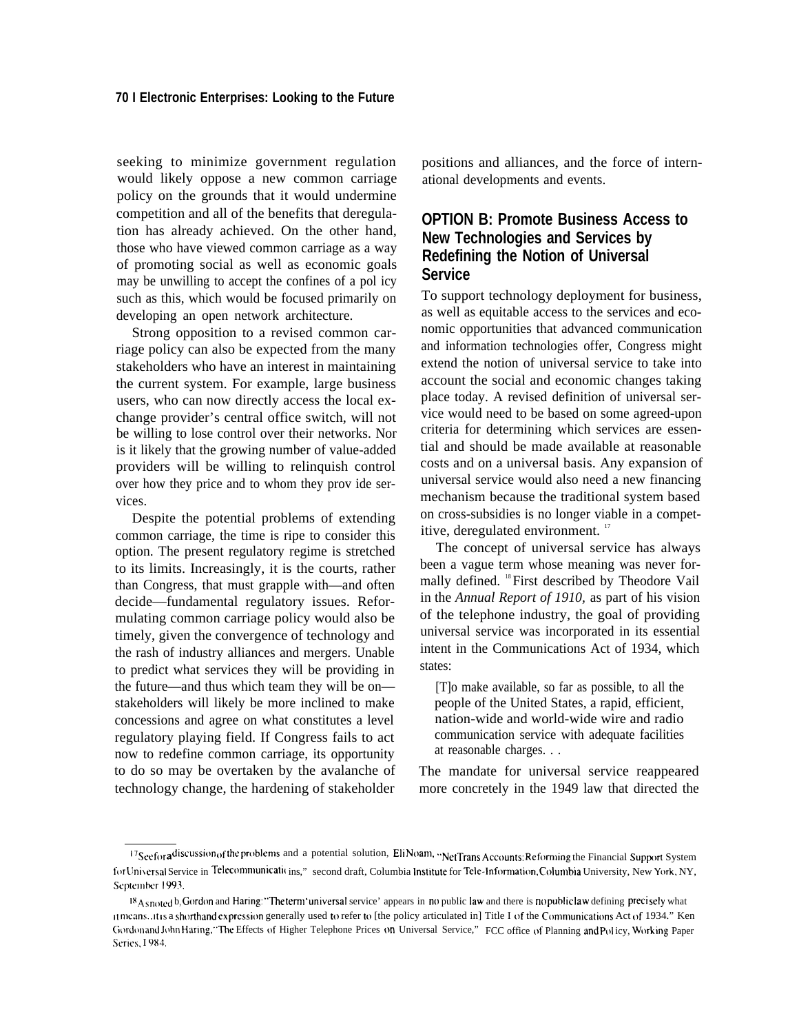seeking to minimize government regulation would likely oppose a new common carriage policy on the grounds that it would undermine competition and all of the benefits that deregulation has already achieved. On the other hand, those who have viewed common carriage as a way of promoting social as well as economic goals may be unwilling to accept the confines of a policy such as this, which would be focused primarily on developing an open network architecture.

Strong opposition to a revised common carriage policy can also be expected from the many stakeholders who have an interest in maintaining the current system. For example, large business users, who can now directly access the local exchange provider's central office switch, will not be willing to lose control over their networks. Nor is it likely that the growing number of value-added providers will be willing to relinquish control over how they price and to whom they provide services.

Despite the potential problems of extending common carriage, the time is ripe to consider this option. The present regulatory regime is stretched to its limits. Increasingly, it is the courts, rather than Congress, that must grapple with—and often decide—fundamental regulatory issues. Reformulating common carriage policy would also be timely, given the convergence of technology and the rash of industry alliances and mergers. Unable to predict what services they will be providing in the future—and thus which team they will be on—stakeholders will likely be more inclined to make concessions and agree on what constitutes a level regulatory playing field. If Congress fails to act now to redefine common carriage, its opportunity to do so may be overtaken by the avalanche of technology change, the hardening of stakeholder positions and alliances, and the force of international developments and events.

## OPTION B: Promote Business Access to New Technologies and Services by Redefining the Notion of Universal Service

To support technology deployment for business, as well as equitable access to the services and economic opportunities that advanced communication and information technologies offer, Congress might extend the notion of universal service to take into account the social and economic changes taking place today. A revised definition of universal service would need to be based on some agreed-upon criteria for determining which services are essential and should be made available at reasonable costs and on a universal basis. Any expansion of universal service would also need a new financing mechanism because the traditional system based on cross-subsidies is no longer viable in a competitive, deregulated environment.[17]

The concept of universal service has always been a vague term whose meaning was never formally defined.[18] First described by Theodore Vail in the *Annual Report of 1910,* as part of his vision of the telephone industry, the goal of providing universal service was incorporated in its essential intent in the Communications Act of 1934, which states:

> [T]o make available, so far as possible, to all the people of the United States, a rapid, efficient, nation-wide and world-wide wire and radio communication service with adequate facilities at reasonable charges. . .

The mandate for universal service reappeared more concretely in the 1949 law that directed the

---

[17] See for a discussion of the problems and a potential solution, Eli Noam, "NetTrans Accounts: Reforming the Financial Support System for Universal Service in Telecommunications," second draft, Columbia Institute for Tele-Information, Columbia University, New York, NY, September 1993.

[18] As noted b, Gordon and Haring: "The term 'universal service' appears in no public law and there is no public law defining precisely what it means.. It is a shorthand expression generally used to refer to [the policy articulated in] Title I of the Communications Act of 1934." Ken Gordon and John Haring, "The Effects of Higher Telephone Prices on Universal Service," FCC office of Planning and Policy, Working Paper Series, 1984.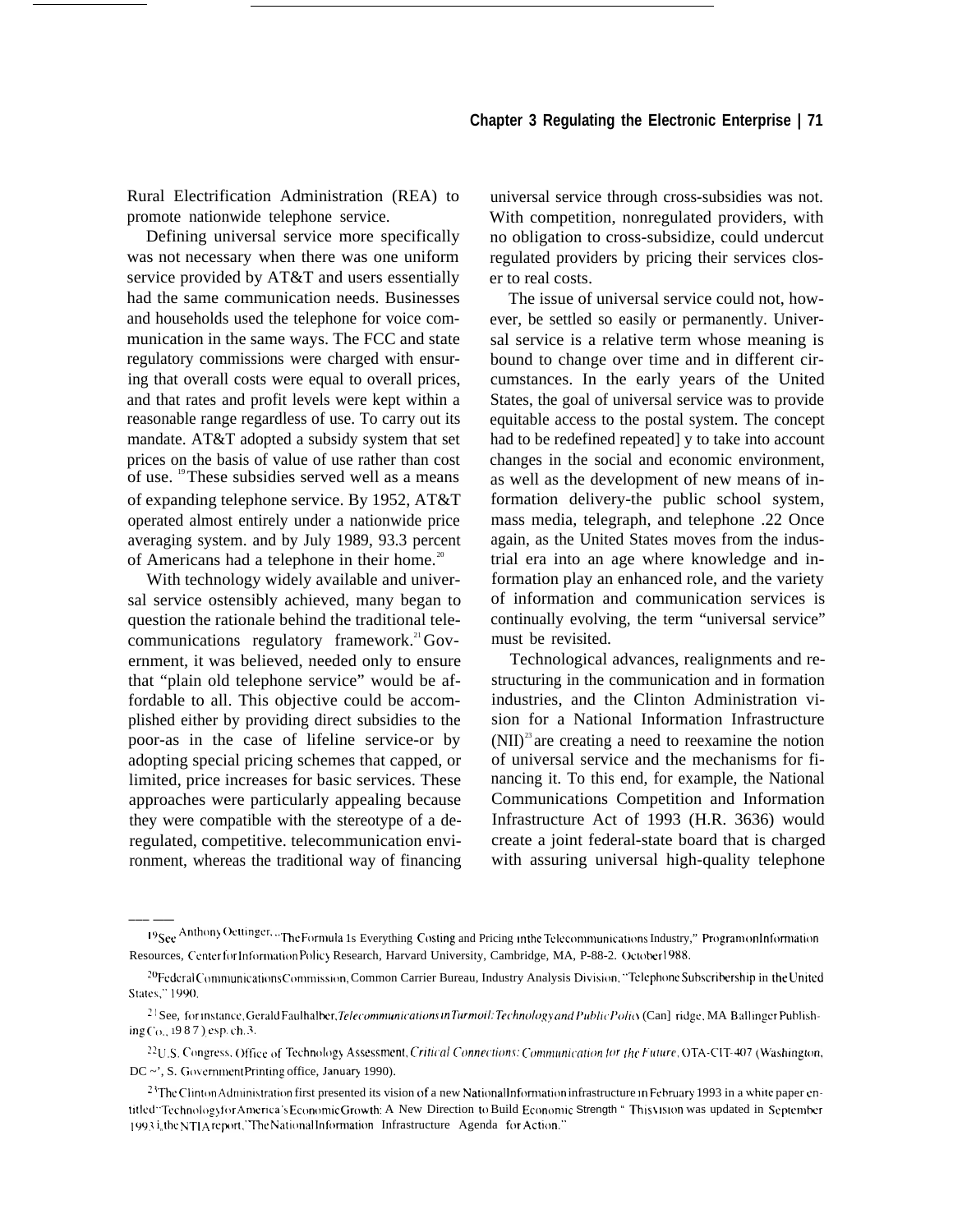Rural Electrification Administration (REA) to promote nationwide telephone service.

Defining universal service more specifically was not necessary when there was one uniform service provided by AT&T and users essentially had the same communication needs. Businesses and households used the telephone for voice communication in the same ways. The FCC and state regulatory commissions were charged with ensuring that overall costs were equal to overall prices, and that rates and profit levels were kept within a reasonable range regardless of use. To carry out its mandate. AT&T adopted a subsidy system that set prices on the basis of value of use rather than cost of use.[19] These subsidies served well as a means of expanding telephone service. By 1952, AT&T operated almost entirely under a nationwide price averaging system. and by July 1989, 93.3 percent of Americans had a telephone in their home.[20]

With technology widely available and universal service ostensibly achieved, many began to question the rationale behind the traditional telecommunications regulatory framework.[21] Government, it was believed, needed only to ensure that "plain old telephone service" would be affordable to all. This objective could be accomplished either by providing direct subsidies to the poor-as in the case of lifeline service-or by adopting special pricing schemes that capped, or limited, price increases for basic services. These approaches were particularly appealing because they were compatible with the stereotype of a deregulated, competitive. telecommunication environment, whereas the traditional way of financing universal service through cross-subsidies was not. With competition, nonregulated providers, with no obligation to cross-subsidize, could undercut regulated providers by pricing their services closer to real costs.

The issue of universal service could not, however, be settled so easily or permanently. Universal service is a relative term whose meaning is bound to change over time and in different circumstances. In the early years of the United States, the goal of universal service was to provide equitable access to the postal system. The concept had to be redefined repeated] y to take into account changes in the social and economic environment, as well as the development of new means of information delivery-the public school system, mass media, telegraph, and telephone .22 Once again, as the United States moves from the industrial era into an age where knowledge and information play an enhanced role, and the variety of information and communication services is continually evolving, the term "universal service" must be revisited.

Technological advances, realignments and restructuring in the communication and in formation industries, and the Clinton Administration vision for a National Information Infrastructure (NII)[23] are creating a need to reexamine the notion of universal service and the mechanisms for financing it. To this end, for example, the National Communications Competition and Information Infrastructure Act of 1993 (H.R. 3636) would create a joint federal-state board that is charged with assuring universal high-quality telephone

---

[19] See Anthony Oettinger, "The Formula 1s Everything Costing and Pricing in the Telecommunications Industry," Program on Information Resources, Center for Information Policy Research, Harvard University, Cambridge, MA, P-88-2. October 1988.

[20] Federal Communications Commission, Common Carrier Bureau, Industry Analysis Division, "Telephone Subscribership in the United States," 1990.

[21] See, for instance, Gerald Faulhalber, *Telecommunications in Turmoil: Technology and Public Policy* (Can] ridge, MA Ballinger Publishing Co., 1987), esp. ch. 3.

[22] U.S. Congress, Office of Technology Assessment, *Critical Connections: Communication for the Future*, OTA-CIT-407 (Washington, DC ~', S. Government Printing office, January 1990).

[23] The Clinton Administration first presented its vision of a new National Information infrastructure in February 1993 in a white paper entitled "Technology for America's Economic Growth: A New Direction to Build Economic Strength " This vision was updated in September 1993 in the NTIA report, "The National Information Infrastructure Agenda for Action."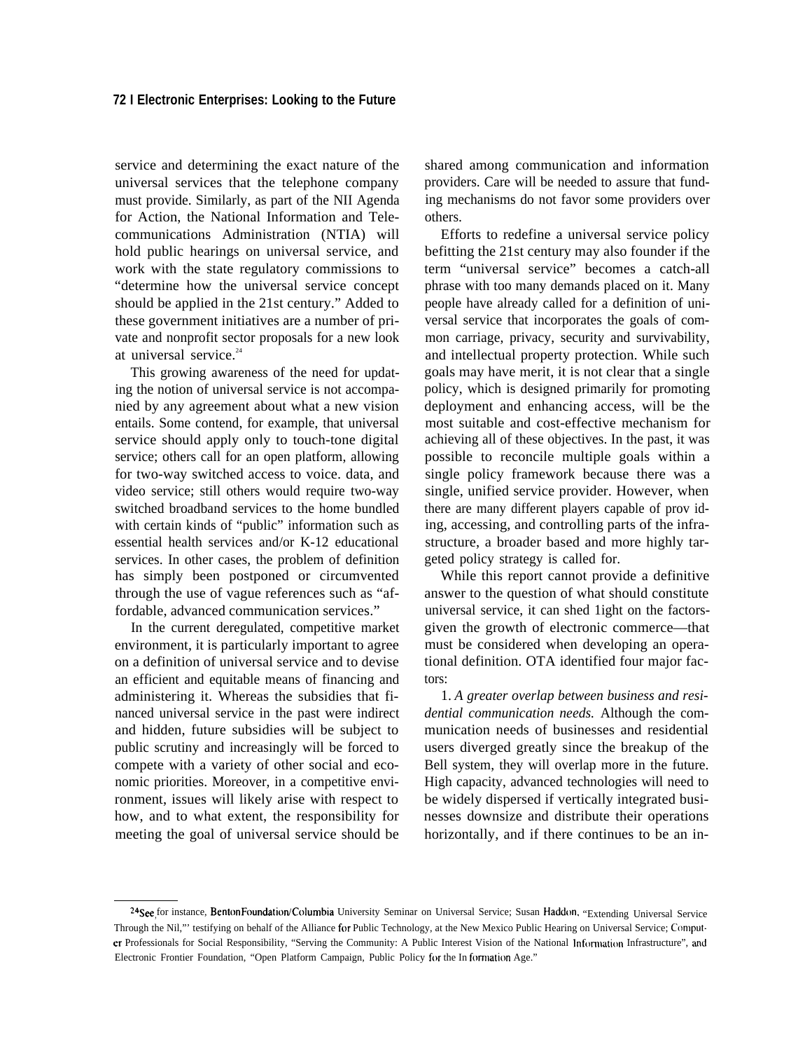service and determining the exact nature of the universal services that the telephone company must provide. Similarly, as part of the NII Agenda for Action, the National Information and Telecommunications Administration (NTIA) will hold public hearings on universal service, and work with the state regulatory commissions to "determine how the universal service concept should be applied in the 21st century." Added to these government initiatives are a number of private and nonprofit sector proposals for a new look at universal service.[24]

This growing awareness of the need for updating the notion of universal service is not accompanied by any agreement about what a new vision entails. Some contend, for example, that universal service should apply only to touch-tone digital service; others call for an open platform, allowing for two-way switched access to voice. data, and video service; still others would require two-way switched broadband services to the home bundled with certain kinds of "public" information such as essential health services and/or K-12 educational services. In other cases, the problem of definition has simply been postponed or circumvented through the use of vague references such as "affordable, advanced communication services."

In the current deregulated, competitive market environment, it is particularly important to agree on a definition of universal service and to devise an efficient and equitable means of financing and administering it. Whereas the subsidies that financed universal service in the past were indirect and hidden, future subsidies will be subject to public scrutiny and increasingly will be forced to compete with a variety of other social and economic priorities. Moreover, in a competitive environment, issues will likely arise with respect to how, and to what extent, the responsibility for meeting the goal of universal service should be shared among communication and information providers. Care will be needed to assure that funding mechanisms do not favor some providers over others.

Efforts to redefine a universal service policy befitting the 21st century may also founder if the term "universal service" becomes a catch-all phrase with too many demands placed on it. Many people have already called for a definition of universal service that incorporates the goals of common carriage, privacy, security and survivability, and intellectual property protection. While such goals may have merit, it is not clear that a single policy, which is designed primarily for promoting deployment and enhancing access, will be the most suitable and cost-effective mechanism for achieving all of these objectives. In the past, it was possible to reconcile multiple goals within a single policy framework because there was a single, unified service provider. However, when there are many different players capable of providing, accessing, and controlling parts of the infrastructure, a broader based and more highly targeted policy strategy is called for.

While this report cannot provide a definitive answer to the question of what should constitute universal service, it can shed light on the factors—given the growth of electronic commerce—that must be considered when developing an operational definition. OTA identified four major factors:

1. *A greater overlap between business and residential communication needs.* Although the communication needs of businesses and residential users diverged greatly since the breakup of the Bell system, they will overlap more in the future. High capacity, advanced technologies will need to be widely dispersed if vertically integrated businesses downsize and distribute their operations horizontally, and if there continues to be an in-

---

[24] See, for instance, Benton Foundation/Columbia University Seminar on Universal Service; Susan Haddon, "Extending Universal Service Through the Nil,"' testifying on behalf of the Alliance for Public Technology, at the New Mexico Public Hearing on Universal Service; Computer Professionals for Social Responsibility, "Serving the Community: A Public Interest Vision of the National Information Infrastructure", and Electronic Frontier Foundation, "Open Platform Campaign, Public Policy for the Information Age."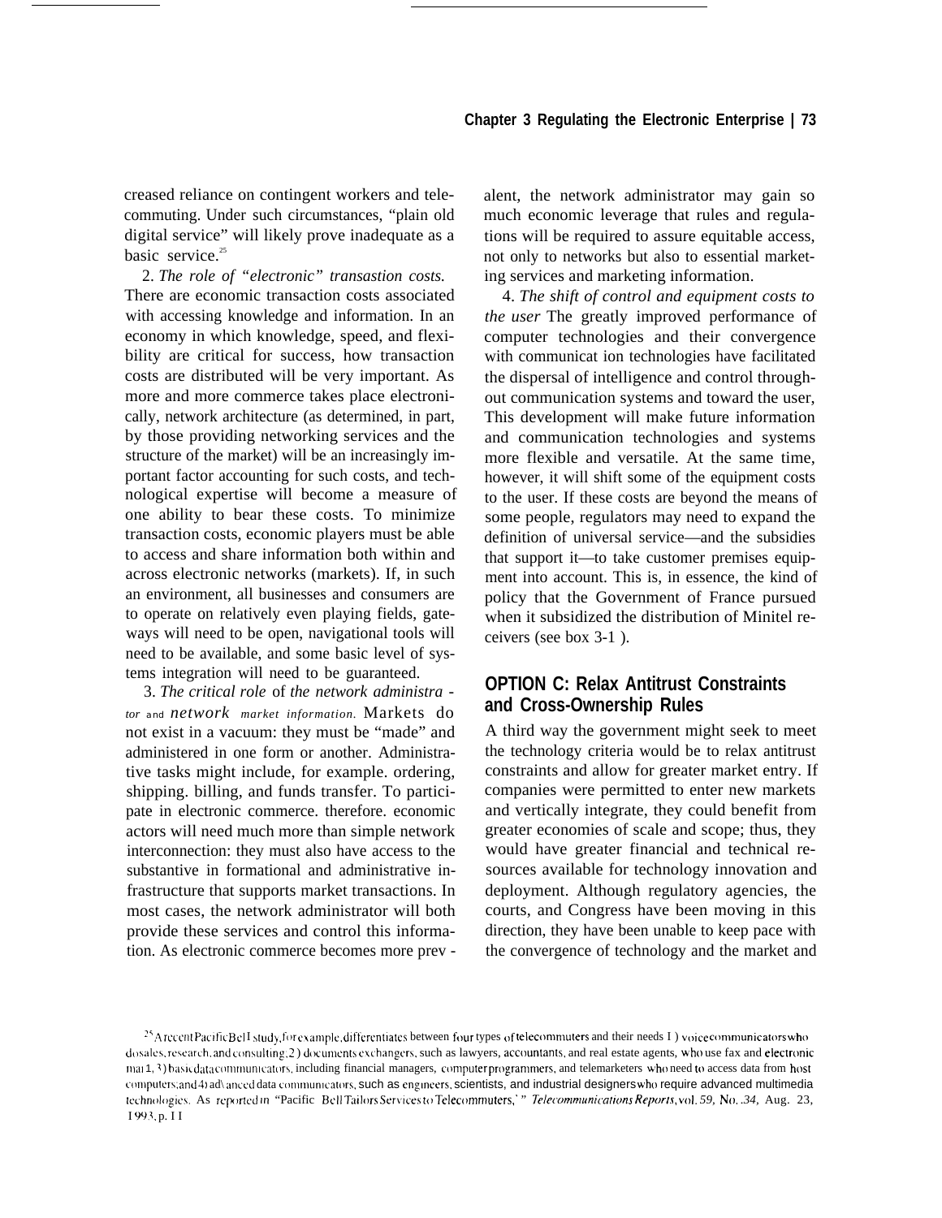creased reliance on contingent workers and telecommuting. Under such circumstances, "plain old digital service" will likely prove inadequate as a basic service.[25]

2. *The role of "electronic" transastion costs.* There are economic transaction costs associated with accessing knowledge and information. In an economy in which knowledge, speed, and flexibility are critical for success, how transaction costs are distributed will be very important. As more and more commerce takes place electronically, network architecture (as determined, in part, by those providing networking services and the structure of the market) will be an increasingly important factor accounting for such costs, and technological expertise will become a measure of one ability to bear these costs. To minimize transaction costs, economic players must be able to access and share information both within and across electronic networks (markets). If, in such an environment, all businesses and consumers are to operate on relatively even playing fields, gateways will need to be open, navigational tools will need to be available, and some basic level of systems integration will need to be guaranteed.

3. *The critical role* of *the network administrator* and *network market information.* Markets do not exist in a vacuum: they must be "made" and administered in one form or another. Administrative tasks might include, for example. ordering, shipping. billing, and funds transfer. To participate in electronic commerce. therefore. economic actors will need much more than simple network interconnection: they must also have access to the substantive in formational and administrative infrastructure that supports market transactions. In most cases, the network administrator will both provide these services and control this information. As electronic commerce becomes more prevalent, the network administrator may gain so much economic leverage that rules and regulations will be required to assure equitable access, not only to networks but also to essential marketing services and marketing information.

4. *The shift of control and equipment costs to the user* The greatly improved performance of computer technologies and their convergence with communicat ion technologies have facilitated the dispersal of intelligence and control throughout communication systems and toward the user, This development will make future information and communication technologies and systems more flexible and versatile. At the same time, however, it will shift some of the equipment costs to the user. If these costs are beyond the means of some people, regulators may need to expand the definition of universal service—and the subsidies that support it—to take customer premises equipment into account. This is, in essence, the kind of policy that the Government of France pursued when it subsidized the distribution of Minitel receivers (see box 3-1 ).

## OPTION C: Relax Antitrust Constraints and Cross-Ownership Rules

A third way the government might seek to meet the technology criteria would be to relax antitrust constraints and allow for greater market entry. If companies were permitted to enter new markets and vertically integrate, they could benefit from greater economies of scale and scope; thus, they would have greater financial and technical resources available for technology innovation and deployment. Although regulatory agencies, the courts, and Congress have been moving in this direction, they have been unable to keep pace with the convergence of technology and the market and

---

[25] A recent Pacific Bell study, for example, differentiates between four types of telecommuters and their needs 1) voice communicators who do sales, research, and consulting; 2) documents exchangers, such as lawyers, accountants, and real estate agents, who use fax and electronic mail, 3) basic data communicators, including financial managers, computer programmers, and telemarketers who need to access data from host computers; and 4) advanced data communicators, such as engineers, scientists, and industrial designers who require advanced multimedia technologies. As reported in "Pacific Bell Tailors Services to Telecommuters,' " *Telecommunications Reports*, vol. 59, No. 34, Aug. 23, 1993, p. 11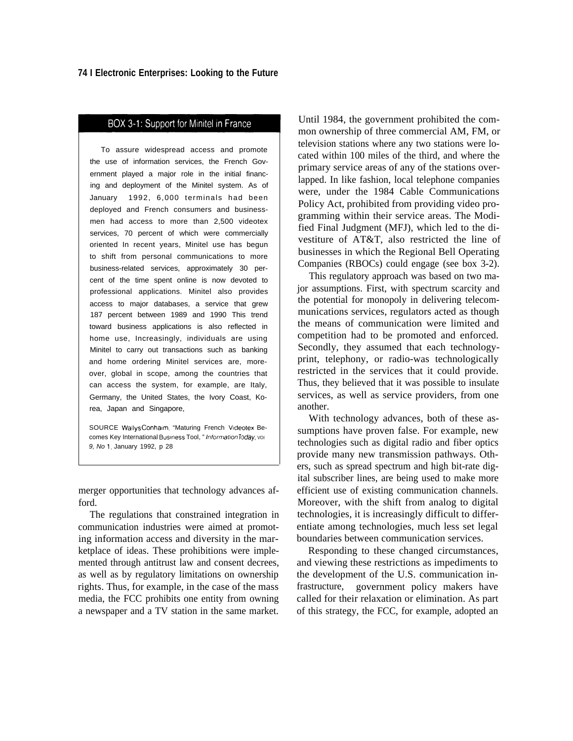## BOX 3-1: Support for Minitel in France

To assure widespread access and promote the use of information services, the French Government played a major role in the initial financing and deployment of the Minitel system. As of January 1992, 6,000 terminals had been deployed and French consumers and businessmen had access to more than 2,500 videotex services, 70 percent of which were commercially oriented In recent years, Minitel use has begun to shift from personal communications to more business-related services, approximately 30 percent of the time spent online is now devoted to professional applications. Minitel also provides access to major databases, a service that grew 187 percent between 1989 and 1990 This trend toward business applications is also reflected in home use, Increasingly, individuals are using Minitel to carry out transactions such as banking and home ordering Minitel services are, moreover, global in scope, among the countries that can access the system, for example, are Italy, Germany, the United States, the Ivory Coast, Korea, Japan and Singapore,

SOURCE Wallys Conhaim, "Maturing French Videotex Becomes Key International Business Tool," *Information Today*, vol *9, No 1*, January 1992, p 28

merger opportunities that technology advances afford.

The regulations that constrained integration in communication industries were aimed at promoting information access and diversity in the marketplace of ideas. These prohibitions were implemented through antitrust law and consent decrees, as well as by regulatory limitations on ownership rights. Thus, for example, in the case of the mass media, the FCC prohibits one entity from owning a newspaper and a TV station in the same market. Until 1984, the government prohibited the common ownership of three commercial AM, FM, or television stations where any two stations were located within 100 miles of the third, and where the primary service areas of any of the stations overlapped. In like fashion, local telephone companies were, under the 1984 Cable Communications Policy Act, prohibited from providing video programming within their service areas. The Modified Final Judgment (MFJ), which led to the divestiture of AT&T, also restricted the line of businesses in which the Regional Bell Operating Companies (RBOCs) could engage (see box 3-2).

This regulatory approach was based on two major assumptions. First, with spectrum scarcity and the potential for monopoly in delivering telecommunications services, regulators acted as though the means of communication were limited and competition had to be promoted and enforced. Secondly, they assumed that each technology-print, telephony, or radio-was technologically restricted in the services that it could provide. Thus, they believed that it was possible to insulate services, as well as service providers, from one another.

With technology advances, both of these assumptions have proven false. For example, new technologies such as digital radio and fiber optics provide many new transmission pathways. Others, such as spread spectrum and high bit-rate digital subscriber lines, are being used to make more efficient use of existing communication channels. Moreover, with the shift from analog to digital technologies, it is increasingly difficult to differentiate among technologies, much less set legal boundaries between communication services.

Responding to these changed circumstances, and viewing these restrictions as impediments to the development of the U.S. communication infrastructure, government policy makers have called for their relaxation or elimination. As part of this strategy, the FCC, for example, adopted an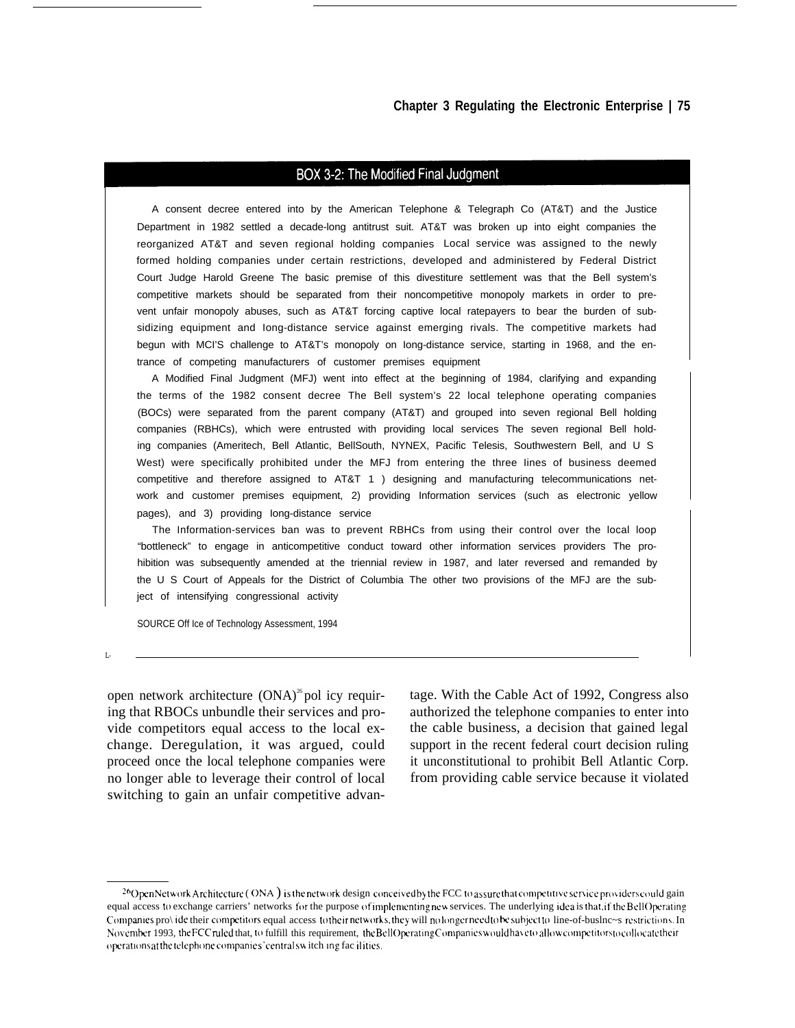### BOX 3-2: The Modified Final Judgment

A consent decree entered into by the American Telephone & Telegraph Co (AT&T) and the Justice Department in 1982 settled a decade-long antitrust suit. AT&T was broken up into eight companies the reorganized AT&T and seven regional holding companies Local service was assigned to the newly formed holding companies under certain restrictions, developed and administered by Federal District Court Judge Harold Greene The basic premise of this divestiture settlement was that the Bell system's competitive markets should be separated from their noncompetitive monopoly markets in order to prevent unfair monopoly abuses, such as AT&T forcing captive local ratepayers to bear the burden of subsidizing equipment and long-distance service against emerging rivals. The competitive markets had begun with MCI'S challenge to AT&T's monopoly on long-distance service, starting in 1968, and the entrance of competing manufacturers of customer premises equipment

A Modified Final Judgment (MFJ) went into effect at the beginning of 1984, clarifying and expanding the terms of the 1982 consent decree The Bell system's 22 local telephone operating companies (BOCs) were separated from the parent company (AT&T) and grouped into seven regional Bell holding companies (RBHCs), which were entrusted with providing local services The seven regional Bell holding companies (Ameritech, Bell Atlantic, BellSouth, NYNEX, Pacific Telesis, Southwestern Bell, and U S West) were specifically prohibited under the MFJ from entering the three lines of business deemed competitive and therefore assigned to AT&T 1 ) designing and manufacturing telecommunications network and customer premises equipment, 2) providing Information services (such as electronic yellow pages), and 3) providing long-distance service

The Information-services ban was to prevent RBHCs from using their control over the local loop "bottleneck" to engage in anticompetitive conduct toward other information services providers The prohibition was subsequently amended at the triennial review in 1987, and later reversed and remanded by the U S Court of Appeals for the District of Columbia The other two provisions of the MFJ are the subject of intensifying congressional activity

SOURCE Office of Technology Assessment, 1994

open network architecture (ONA)[26] policy requiring that RBOCs unbundle their services and provide competitors equal access to the local exchange. Deregulation, it was argued, could proceed once the local telephone companies were no longer able to leverage their control of local switching to gain an unfair competitive advantage. With the Cable Act of 1992, Congress also authorized the telephone companies to enter into the cable business, a decision that gained legal support in the recent federal court decision ruling it unconstitutional to prohibit Bell Atlantic Corp. from providing cable service because it violated

[26] Open Network Architecture (ONA) is the network design conceived by the FCC to assure that competitive service providers could gain equal access to exchange carriers' networks for the purpose of implementing new services. The underlying idea is that, if the Bell Operating Companies provide their competitors equal access to their networks, they will no longer need to be subject to line-of-business restrictions. In November 1993, the FCC ruled that, to fulfill this requirement, the Bell Operating Companies would have to allow competitors to collocate their operations at the telephone companies' central switching facilities.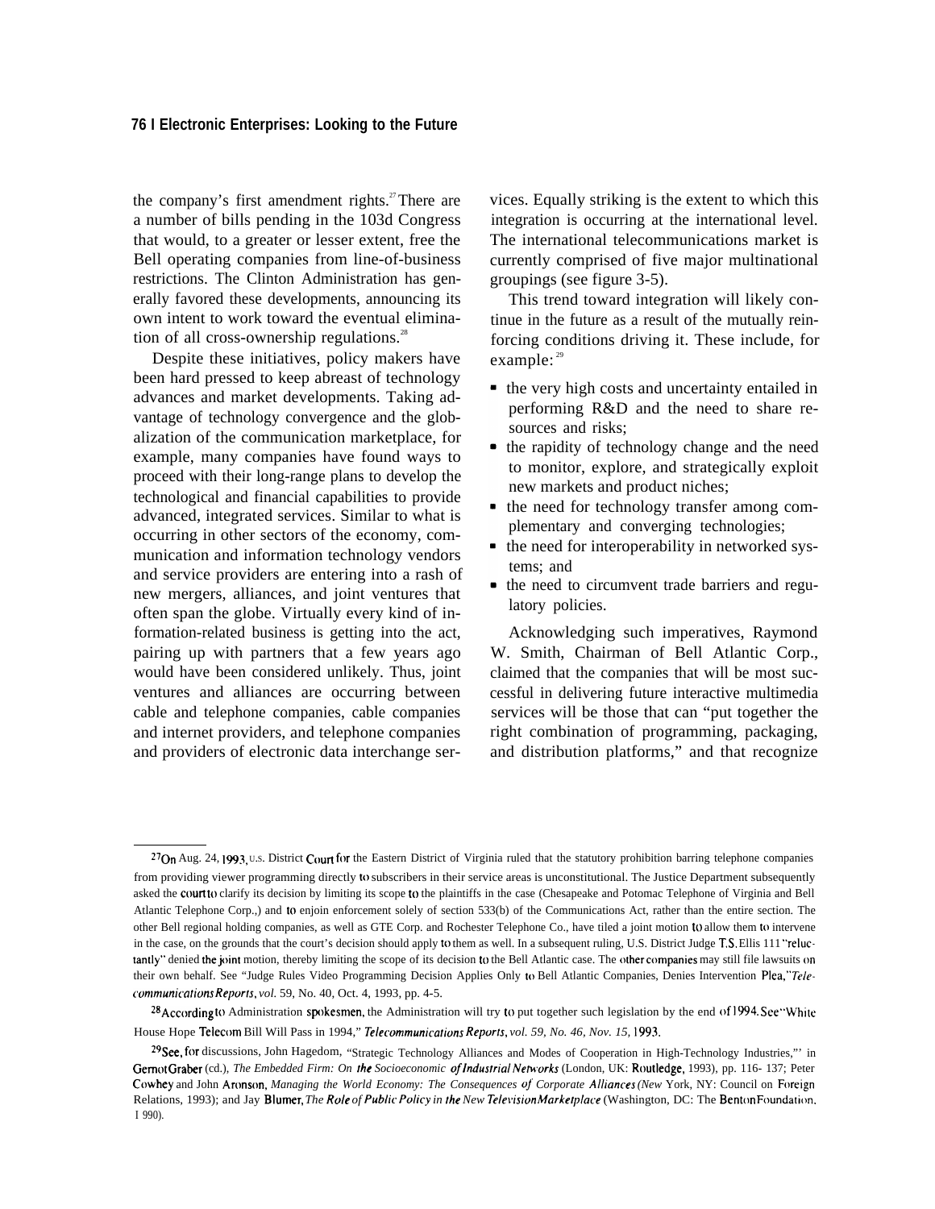the company's first amendment rights.[27] There are a number of bills pending in the 103d Congress that would, to a greater or lesser extent, free the Bell operating companies from line-of-business restrictions. The Clinton Administration has generally favored these developments, announcing its own intent to work toward the eventual elimination of all cross-ownership regulations.[28]

Despite these initiatives, policy makers have been hard pressed to keep abreast of technology advances and market developments. Taking advantage of technology convergence and the globalization of the communication marketplace, for example, many companies have found ways to proceed with their long-range plans to develop the technological and financial capabilities to provide advanced, integrated services. Similar to what is occurring in other sectors of the economy, communication and information technology vendors and service providers are entering into a rash of new mergers, alliances, and joint ventures that often span the globe. Virtually every kind of information-related business is getting into the act, pairing up with partners that a few years ago would have been considered unlikely. Thus, joint ventures and alliances are occurring between cable and telephone companies, cable companies and internet providers, and telephone companies and providers of electronic data interchange services. Equally striking is the extent to which this integration is occurring at the international level. The international telecommunications market is currently comprised of five major multinational groupings (see figure 3-5).

This trend toward integration will likely continue in the future as a result of the mutually reinforcing conditions driving it. These include, for example:[29]

- the very high costs and uncertainty entailed in performing R&D and the need to share resources and risks;
- the rapidity of technology change and the need to monitor, explore, and strategically exploit new markets and product niches;
- the need for technology transfer among complementary and converging technologies;
- the need for interoperability in networked systems; and
- the need to circumvent trade barriers and regulatory policies.

Acknowledging such imperatives, Raymond W. Smith, Chairman of Bell Atlantic Corp., claimed that the companies that will be most successful in delivering future interactive multimedia services will be those that can "put together the right combination of programming, packaging, and distribution platforms," and that recognize

---

[27] On Aug. 24, 1993, U.S. District Court for the Eastern District of Virginia ruled that the statutory prohibition barring telephone companies from providing viewer programming directly to subscribers in their service areas is unconstitutional. The Justice Department subsequently asked the court to clarify its decision by limiting its scope to the plaintiffs in the case (Chesapeake and Potomac Telephone of Virginia and Bell Atlantic Telephone Corp.,) and to enjoin enforcement solely of section 533(b) of the Communications Act, rather than the entire section. The other Bell regional holding companies, as well as GTE Corp. and Rochester Telephone Co., have tiled a joint motion to allow them to intervene in the case, on the grounds that the court's decision should apply to them as well. In a subsequent ruling, U.S. District Judge T.S. Ellis 111 "reluctantly" denied the joint motion, thereby limiting the scope of its decision to the Bell Atlantic case. The other companies may still file lawsuits on their own behalf. See "Judge Rules Video Programming Decision Applies Only to Bell Atlantic Companies, Denies Intervention Plea," *Telecommunications Reports*, vol. 59, No. 40, Oct. 4, 1993, pp. 4-5.

[28] According to Administration spokesmen, the Administration will try to put together such legislation by the end of 1994. See "White House Hope Telecom Bill Will Pass in 1994," *Telecommunications Reports*, vol. 59, No. 46, Nov. 15, 1993.

[29] See, for discussions, John Hagedom, "Strategic Technology Alliances and Modes of Cooperation in High-Technology Industries," in Gernot Graber (cd.), *The Embedded Firm: On the Socioeconomic of Industrial Networks* (London, UK: Routledge, 1993), pp. 116- 137; Peter Cowhey and John Aronson, *Managing the World Economy: The Consequences of Corporate Alliances* (New York, NY: Council on Foreign Relations, 1993); and Jay Blumer, *The Role of Public Policy in the New Television Marketplace* (Washington, DC: The Benton Foundation, 1990).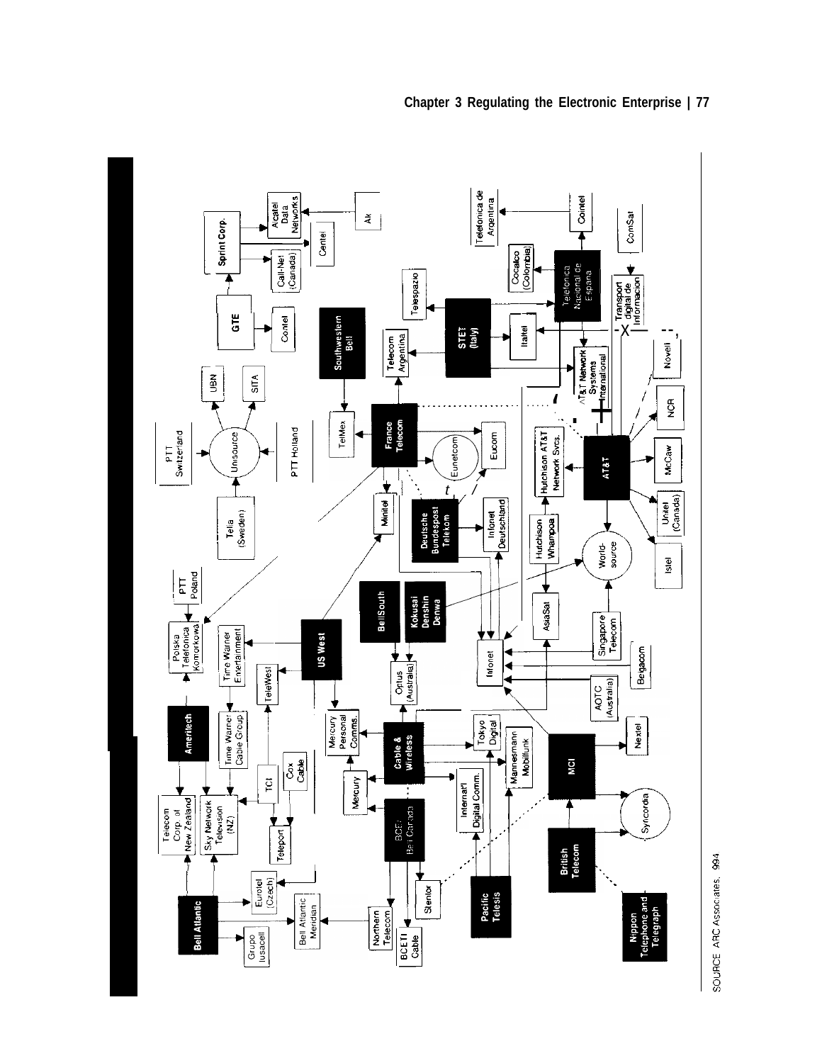Bell Atlantic

Grupo Iusacell

Bell Atlantic Meridian

Eurotel (Czech)

Telecom Corp. of New Zealand

Sky Network Television (NZ)

Teleport

Ameritech

Time Warner Cable Group

TCI

Cox Cable

Polska Telefonica Komorkowa

PTT Poland

Time Warner Entertainment

TeleWest

US West

Mercury Personal Comms.

Mercury

Cable & Wireless

BCE/ Bell Canada

Northern Telecom

BCE TI Cable

Stentor

Pacific Telesis

Internat'l Digital Comm.

Tokyo Digital

Mannesmann Mobilfunk

Optus (Australia)

BellSouth

Kokusai Denshin Denwa

Infonet

AOTC (Australia)

Belgacom

Singapore Telecom

AsiaSat

MCI

Nextel

British Telecom

Syncordia

Nippon Telephone and Telegraph

Telia (Sweden)

PTT Switzerland

Unisource

PTT Holland

UBN

SITA

Minitel

Deutsche Bundespost Telekom

Infonet Deutschland

Eunetcom

Eucom

France Telecom

TelMex

Southwestern Bell

Telecom Argentina

Hutchison Whampoa

Hutchison AT&T Network Svcs.

World-source

Istel

Unitel (Canada)

McCaw

AT&T

NCR

AT&T Network Systems International

Novell

STET (Italy)

Italtel

Telespazio

GTE

Contel

Sprint Corp.

Call-Net (Canada)

Centel

Alcatel Data Networks

Ak

Telefonica Nacional de Espana

Cocelco (Colombia)

Cointel

Telefonica de Argentina

Transport digital de Informacion

ComSat

SOURCE: ARC Associates, 1994.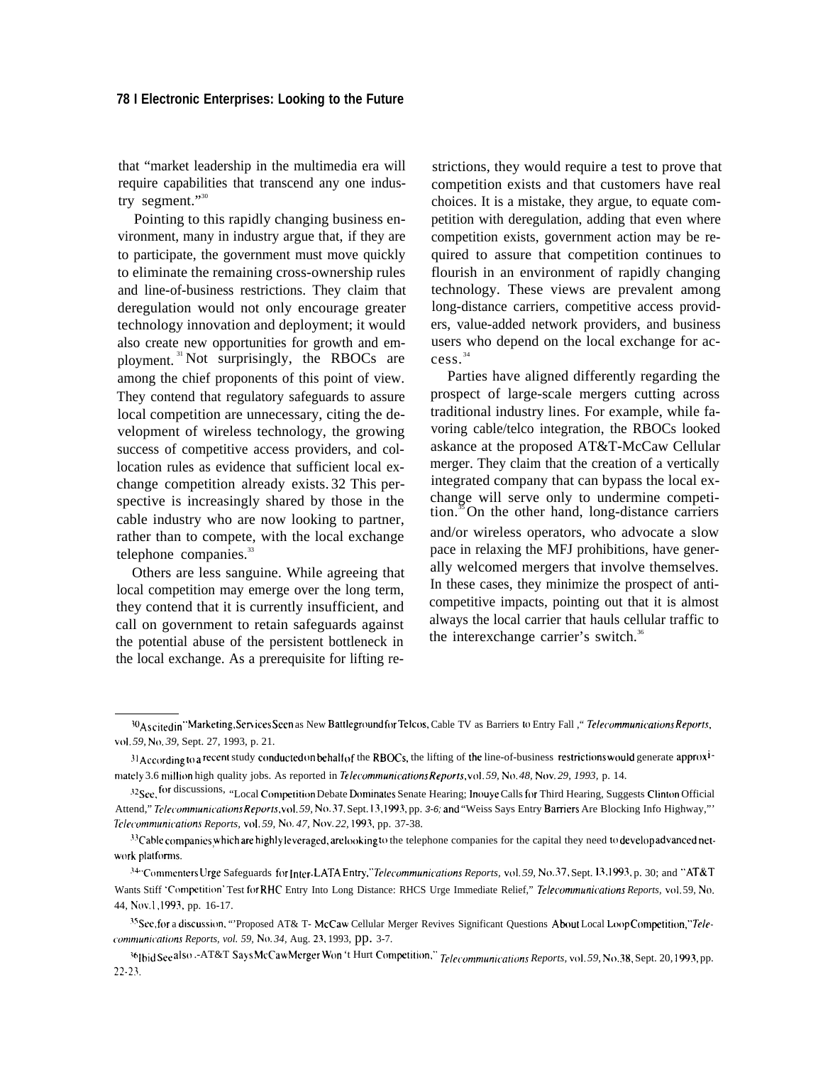that "market leadership in the multimedia era will require capabilities that transcend any one industry segment."[30]

Pointing to this rapidly changing business environment, many in industry argue that, if they are to participate, the government must move quickly to eliminate the remaining cross-ownership rules and line-of-business restrictions. They claim that deregulation would not only encourage greater technology innovation and deployment; it would also create new opportunities for growth and employment.[31] Not surprisingly, the RBOCs are among the chief proponents of this point of view. They contend that regulatory safeguards to assure local competition are unnecessary, citing the development of wireless technology, the growing success of competitive access providers, and collocation rules as evidence that sufficient local exchange competition already exists.[32] This perspective is increasingly shared by those in the cable industry who are now looking to partner, rather than to compete, with the local exchange telephone companies.[33]

Others are less sanguine. While agreeing that local competition may emerge over the long term, they contend that it is currently insufficient, and call on government to retain safeguards against the potential abuse of the persistent bottleneck in the local exchange. As a prerequisite for lifting restrictions, they would require a test to prove that competition exists and that customers have real choices. It is a mistake, they argue, to equate competition with deregulation, adding that even where competition exists, government action may be required to assure that competition continues to flourish in an environment of rapidly changing technology. These views are prevalent among long-distance carriers, competitive access providers, value-added network providers, and business users who depend on the local exchange for access.[34]

Parties have aligned differently regarding the prospect of large-scale mergers cutting across traditional industry lines. For example, while favoring cable/telco integration, the RBOCs looked askance at the proposed AT&T-McCaw Cellular merger. They claim that the creation of a vertically integrated company that can bypass the local exchange will serve only to undermine competition.[35] On the other hand, long-distance carriers and/or wireless operators, who advocate a slow pace in relaxing the MFJ prohibitions, have generally welcomed mergers that involve themselves. In these cases, they minimize the prospect of anticompetitive impacts, pointing out that it is almost always the local carrier that hauls cellular traffic to the interexchange carrier's switch.[36]

---

[30] As cited in "Marketing, Services Seen as New Battleground for Telcos, Cable TV as Barriers to Entry Fall," *Telecommunications Reports*, vol. 59, No. 39, Sept. 27, 1993, p. 21.

[31] According to a recent study conducted on behalf of the RBOCs, the lifting of the line-of-business restrictions would generate approximately 3.6 million high quality jobs. As reported in *Telecommunications Reports*, vol. 59, No. 48, Nov. 29, 1993, p. 14.

[32] See, for discussions, "Local Competition Debate Dominates Senate Hearing; Inouye Calls for Third Hearing, Suggests Clinton Official Attend," *Telecommunications Reports*, vol. 59, No. 37, Sept. 13, 1993, pp. 3-6; and "Weiss Says Entry Barriers Are Blocking Info Highway," *Telecommunications Reports*, vol. 59, No. 47, Nov. 22, 1993, pp. 37-38.

[33] Cable companies, which are highly leveraged, are looking to the telephone companies for the capital they need to develop advanced network platforms.

[34] "Commenters Urge Safeguards for Inter-LATA Entry," *Telecommunications Reports*, vol. 59, No. 37, Sept. 13, 1993, p. 30; and "AT&T Wants Stiff 'Competition' Test for RHC Entry Into Long Distance: RHCS Urge Immediate Relief," *Telecommunications Reports*, vol. 59, No. 44, Nov. 1, 1993, pp. 16-17.

[35] See, for a discussion, "Proposed AT&T-McCaw Cellular Merger Revives Significant Questions About Local Loop Competition," *Telecommunications Reports*, vol. 59, No. 34, Aug. 23, 1993, pp. 3-7.

[36] Ibid. See also, "AT&T Says McCaw Merger Won't Hurt Competition," *Telecommunications Reports*, vol. 59, No. 38, Sept. 20, 1993, pp. 22-23.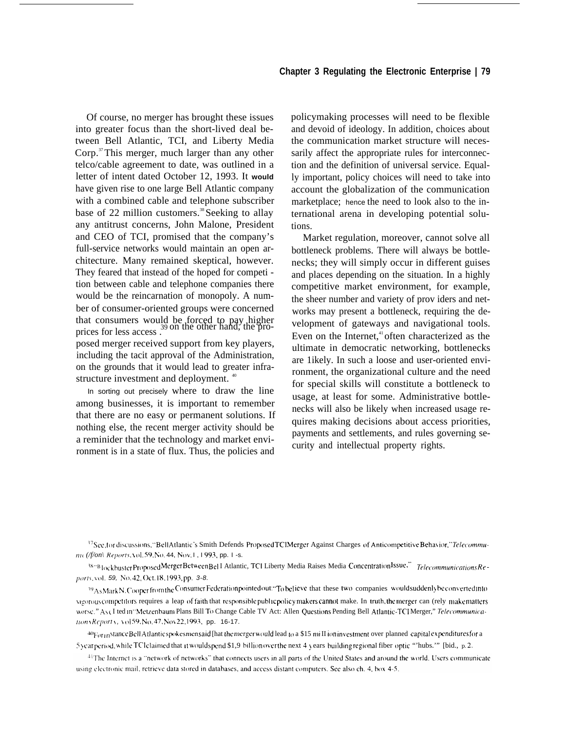Of course, no merger has brought these issues into greater focus than the short-lived deal between Bell Atlantic, TCI, and Liberty Media Corp.[37] This merger, much larger than any other telco/cable agreement to date, was outlined in a letter of intent dated October 12, 1993. It would have given rise to one large Bell Atlantic company with a combined cable and telephone subscriber base of 22 million customers.[38] Seeking to allay any antitrust concerns, John Malone, President and CEO of TCI, promised that the company's full-service networks would maintain an open architecture. Many remained skeptical, however. They feared that instead of the hoped for competition between cable and telephone companies there would be the reincarnation of monopoly. A number of consumer-oriented groups were concerned that consumers would be forced to pay higher prices for less access.[39] On the other hand, the proposed merger received support from key players, including the tacit approval of the Administration, on the grounds that it would lead to greater infrastructure investment and deployment.[40]

In sorting out precisely where to draw the line among businesses, it is important to remember that there are no easy or permanent solutions. If nothing else, the recent merger activity should be a reminder that the technology and market environment is in a state of flux. Thus, the policies and policymaking processes will need to be flexible and devoid of ideology. In addition, choices about the communication market structure will necessarily affect the appropriate rules for interconnection and the definition of universal service. Equally important, policy choices will need to take into account the globalization of the communication marketplace; hence the need to look also to the international arena in developing potential solutions.

Market regulation, moreover, cannot solve all bottleneck problems. There will always be bottlenecks; they will simply occur in different guises and places depending on the situation. In a highly competitive market environment, for example, the sheer number and variety of providers and networks may present a bottleneck, requiring the development of gateways and navigational tools. Even on the Internet,[41] often characterized as the ultimate in democratic networking, bottlenecks are likely. In such a loose and user-oriented environment, the organizational culture and the need for special skills will constitute a bottleneck to usage, at least for some. Administrative bottlenecks will also be likely when increased usage requires making decisions about access priorities, payments and settlements, and rules governing security and intellectual property rights.

[37] See, for discussions, "Bell Atlantic's Smith Defends Proposed TCI Merger Against Charges of Anticompetitive Behavior," *Telecommunications Reports*, vol. 59, No. 44, Nov. 1, 1993, pp. 1-5.

[38] "Blockbuster Proposed Merger Between Bell Atlantic, TCI Liberty Media Raises Media Concentration Issue," *Telecommunications Reports*, vol. 59, No. 42, Oct. 18, 1993, pp. 3-8.

[39] As Mark N. Cooper from the Consumer Federation pointed out: "To believe that these two companies would suddenly be converted into vigorous competitors requires a leap of faith that responsible public policy makers cannot make. In truth, the merger can (rely make matters worse." As cited in "Metzenbaum Plans Bill To Change Cable TV Act: Allen Questions Pending Bell Atlantic-TCI Merger," *Telecommunications Reports*, vol 59, No. 47, Nov 22, 1993, pp. 16-17.

[40] For instance Bell Atlantic spokesmen said that the merger would lead to a $15 million investment over planned capital expenditures for a 5 year period, while TCI claimed that it would spend $1.9 billion over the next 4 years building regional fiber optic "'hubs.'" [ibid., p. 2.

[41] The Internet is a "network of networks" that connects users in all parts of the United States and around the world. Users communicate using electronic mail, retrieve data stored in databases, and access distant computers. See also ch. 4, box 4-5.